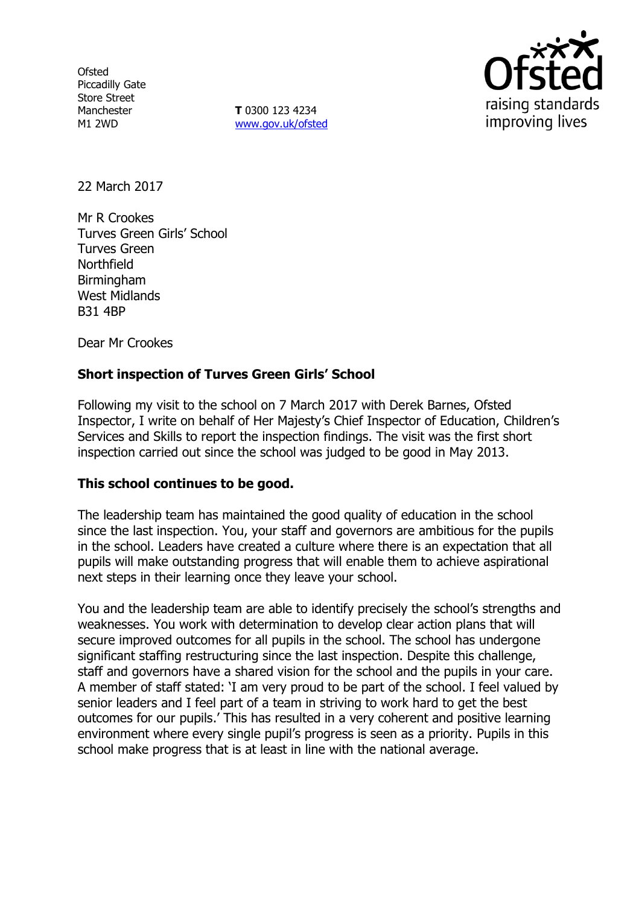Ofsted
Piccadilly Gate
Store Street
Manchester
M1 2WD

**T** 0300 123 4234
www.gov.uk/ofsted

22 March 2017

Mr R Crookes
Turves Green Girls' School
Turves Green
Northfield
Birmingham
West Midlands
B31 4BP

Dear Mr Crookes

**Short inspection of Turves Green Girls' School**

Following my visit to the school on 7 March 2017 with Derek Barnes, Ofsted Inspector, I write on behalf of Her Majesty's Chief Inspector of Education, Children's Services and Skills to report the inspection findings. The visit was the first short inspection carried out since the school was judged to be good in May 2013.

**This school continues to be good.**

The leadership team has maintained the good quality of education in the school since the last inspection. You, your staff and governors are ambitious for the pupils in the school. Leaders have created a culture where there is an expectation that all pupils will make outstanding progress that will enable them to achieve aspirational next steps in their learning once they leave your school.

You and the leadership team are able to identify precisely the school's strengths and weaknesses. You work with determination to develop clear action plans that will secure improved outcomes for all pupils in the school. The school has undergone significant staffing restructuring since the last inspection. Despite this challenge, staff and governors have a shared vision for the school and the pupils in your care. A member of staff stated: 'I am very proud to be part of the school. I feel valued by senior leaders and I feel part of a team in striving to work hard to get the best outcomes for our pupils.' This has resulted in a very coherent and positive learning environment where every single pupil's progress is seen as a priority. Pupils in this school make progress that is at least in line with the national average.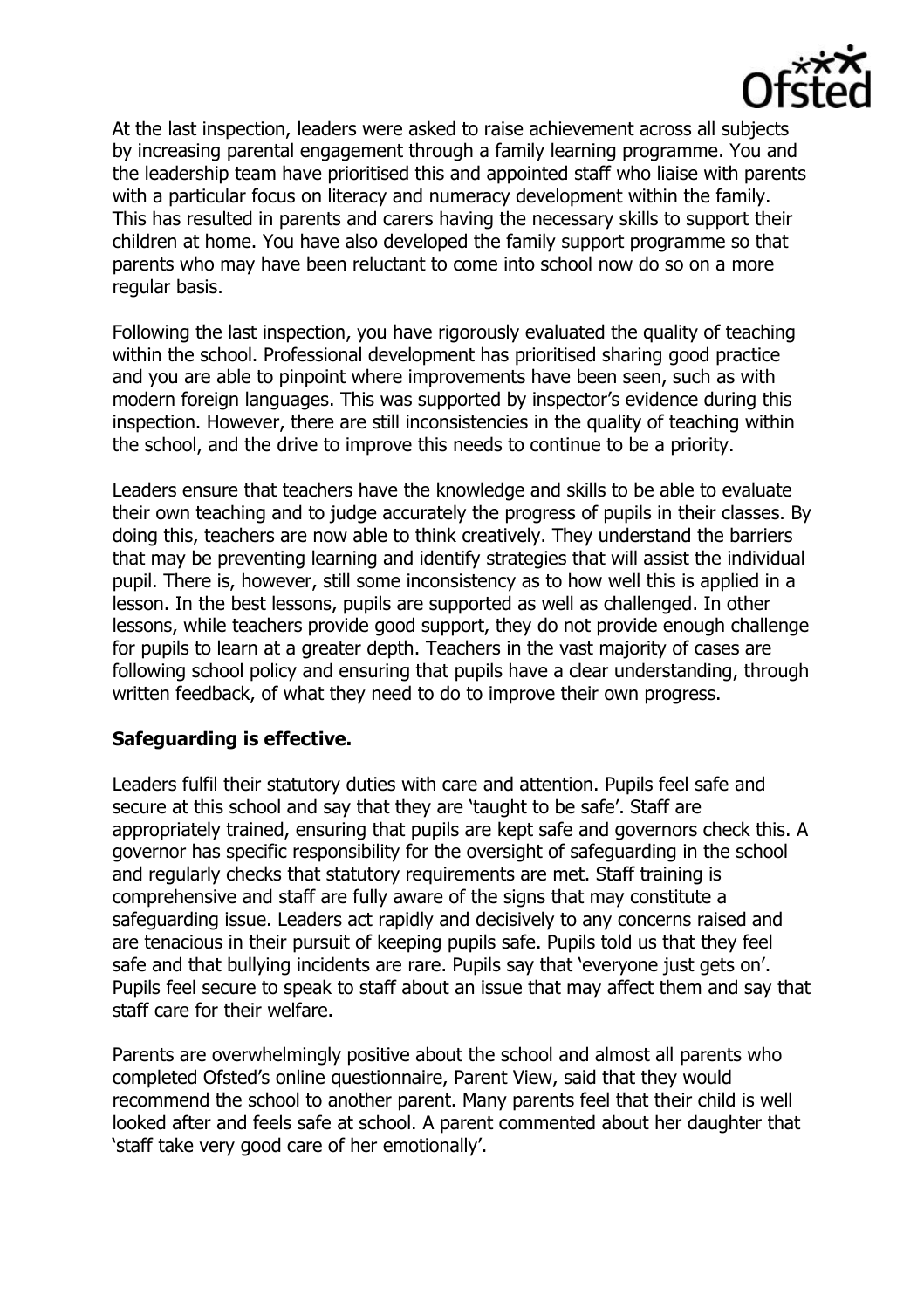At the last inspection, leaders were asked to raise achievement across all subjects by increasing parental engagement through a family learning programme. You and the leadership team have prioritised this and appointed staff who liaise with parents with a particular focus on literacy and numeracy development within the family. This has resulted in parents and carers having the necessary skills to support their children at home. You have also developed the family support programme so that parents who may have been reluctant to come into school now do so on a more regular basis.

Following the last inspection, you have rigorously evaluated the quality of teaching within the school. Professional development has prioritised sharing good practice and you are able to pinpoint where improvements have been seen, such as with modern foreign languages. This was supported by inspector's evidence during this inspection. However, there are still inconsistencies in the quality of teaching within the school, and the drive to improve this needs to continue to be a priority.

Leaders ensure that teachers have the knowledge and skills to be able to evaluate their own teaching and to judge accurately the progress of pupils in their classes. By doing this, teachers are now able to think creatively. They understand the barriers that may be preventing learning and identify strategies that will assist the individual pupil. There is, however, still some inconsistency as to how well this is applied in a lesson. In the best lessons, pupils are supported as well as challenged. In other lessons, while teachers provide good support, they do not provide enough challenge for pupils to learn at a greater depth. Teachers in the vast majority of cases are following school policy and ensuring that pupils have a clear understanding, through written feedback, of what they need to do to improve their own progress.

**Safeguarding is effective.**

Leaders fulfil their statutory duties with care and attention. Pupils feel safe and secure at this school and say that they are 'taught to be safe'. Staff are appropriately trained, ensuring that pupils are kept safe and governors check this. A governor has specific responsibility for the oversight of safeguarding in the school and regularly checks that statutory requirements are met. Staff training is comprehensive and staff are fully aware of the signs that may constitute a safeguarding issue. Leaders act rapidly and decisively to any concerns raised and are tenacious in their pursuit of keeping pupils safe. Pupils told us that they feel safe and that bullying incidents are rare. Pupils say that 'everyone just gets on'. Pupils feel secure to speak to staff about an issue that may affect them and say that staff care for their welfare.

Parents are overwhelmingly positive about the school and almost all parents who completed Ofsted's online questionnaire, Parent View, said that they would recommend the school to another parent. Many parents feel that their child is well looked after and feels safe at school. A parent commented about her daughter that 'staff take very good care of her emotionally'.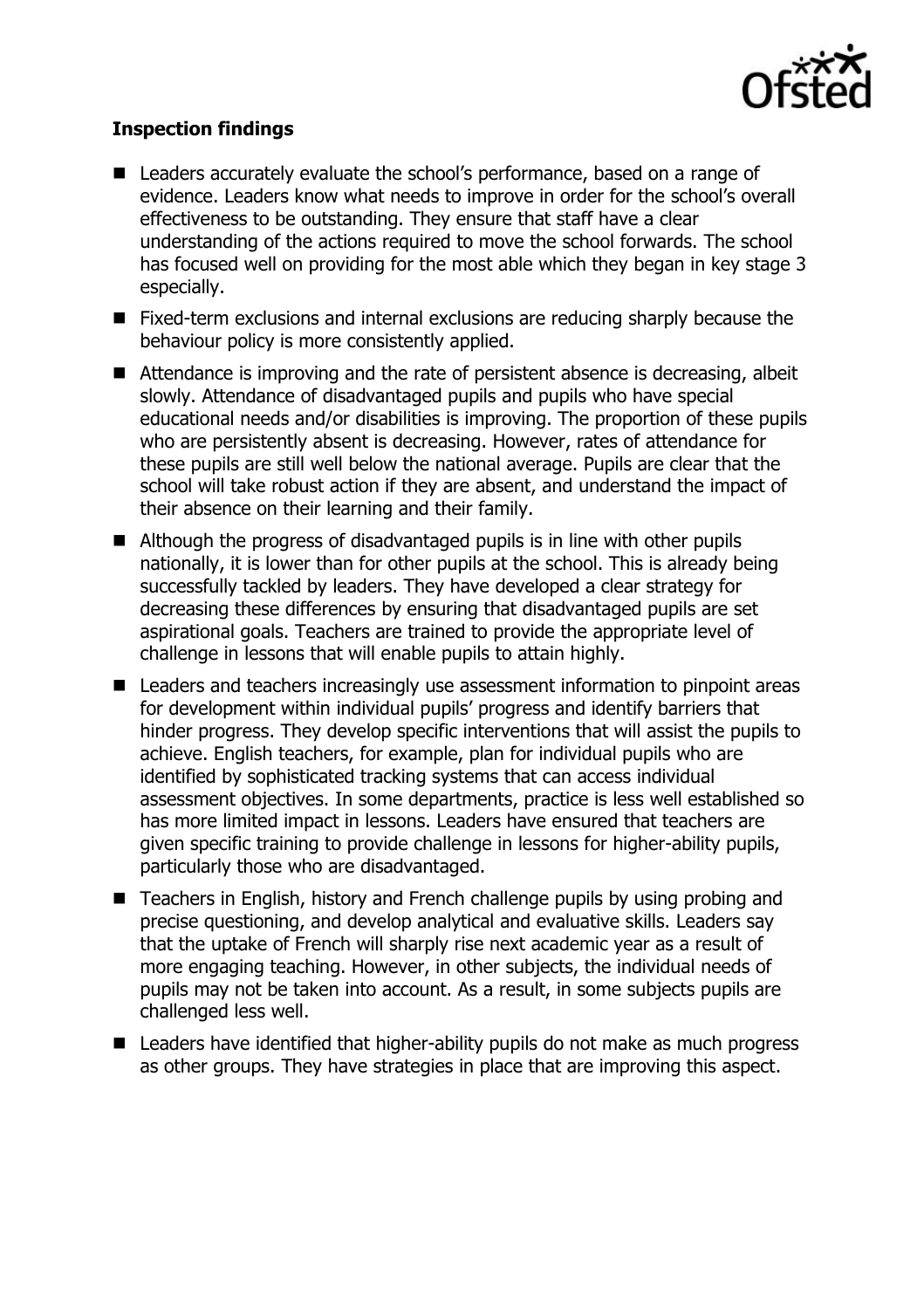**Inspection findings**

- Leaders accurately evaluate the school's performance, based on a range of evidence. Leaders know what needs to improve in order for the school's overall effectiveness to be outstanding. They ensure that staff have a clear understanding of the actions required to move the school forwards. The school has focused well on providing for the most able which they began in key stage 3 especially.
- Fixed-term exclusions and internal exclusions are reducing sharply because the behaviour policy is more consistently applied.
- Attendance is improving and the rate of persistent absence is decreasing, albeit slowly. Attendance of disadvantaged pupils and pupils who have special educational needs and/or disabilities is improving. The proportion of these pupils who are persistently absent is decreasing. However, rates of attendance for these pupils are still well below the national average. Pupils are clear that the school will take robust action if they are absent, and understand the impact of their absence on their learning and their family.
- Although the progress of disadvantaged pupils is in line with other pupils nationally, it is lower than for other pupils at the school. This is already being successfully tackled by leaders. They have developed a clear strategy for decreasing these differences by ensuring that disadvantaged pupils are set aspirational goals. Teachers are trained to provide the appropriate level of challenge in lessons that will enable pupils to attain highly.
- Leaders and teachers increasingly use assessment information to pinpoint areas for development within individual pupils' progress and identify barriers that hinder progress. They develop specific interventions that will assist the pupils to achieve. English teachers, for example, plan for individual pupils who are identified by sophisticated tracking systems that can access individual assessment objectives. In some departments, practice is less well established so has more limited impact in lessons. Leaders have ensured that teachers are given specific training to provide challenge in lessons for higher-ability pupils, particularly those who are disadvantaged.
- Teachers in English, history and French challenge pupils by using probing and precise questioning, and develop analytical and evaluative skills. Leaders say that the uptake of French will sharply rise next academic year as a result of more engaging teaching. However, in other subjects, the individual needs of pupils may not be taken into account. As a result, in some subjects pupils are challenged less well.
- Leaders have identified that higher-ability pupils do not make as much progress as other groups. They have strategies in place that are improving this aspect.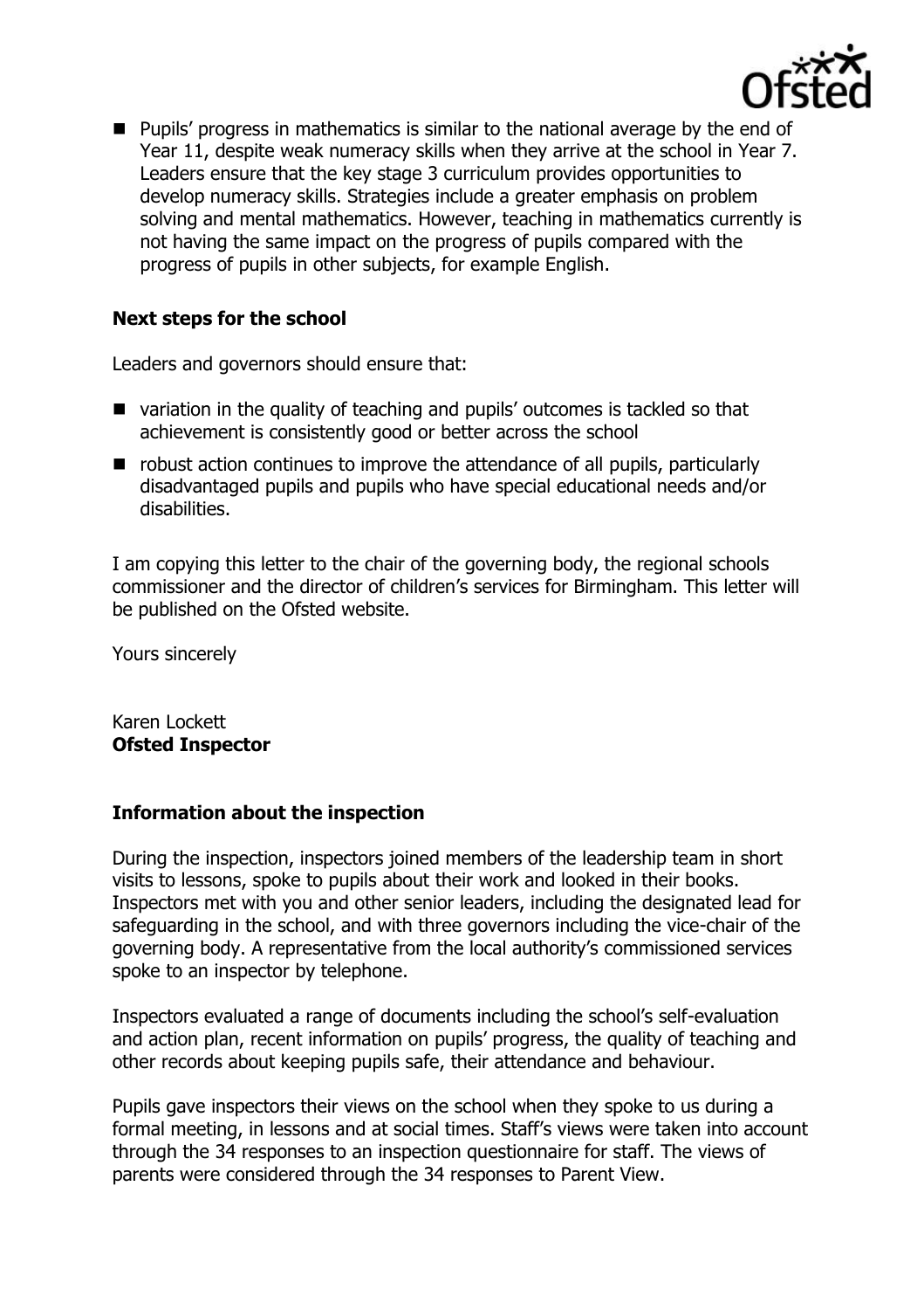- Pupils' progress in mathematics is similar to the national average by the end of Year 11, despite weak numeracy skills when they arrive at the school in Year 7. Leaders ensure that the key stage 3 curriculum provides opportunities to develop numeracy skills. Strategies include a greater emphasis on problem solving and mental mathematics. However, teaching in mathematics currently is not having the same impact on the progress of pupils compared with the progress of pupils in other subjects, for example English.

## Next steps for the school

Leaders and governors should ensure that:

- variation in the quality of teaching and pupils' outcomes is tackled so that achievement is consistently good or better across the school
- robust action continues to improve the attendance of all pupils, particularly disadvantaged pupils and pupils who have special educational needs and/or disabilities.

I am copying this letter to the chair of the governing body, the regional schools commissioner and the director of children's services for Birmingham. This letter will be published on the Ofsted website.

Yours sincerely

Karen Lockett
**Ofsted Inspector**

## Information about the inspection

During the inspection, inspectors joined members of the leadership team in short visits to lessons, spoke to pupils about their work and looked in their books. Inspectors met with you and other senior leaders, including the designated lead for safeguarding in the school, and with three governors including the vice-chair of the governing body. A representative from the local authority's commissioned services spoke to an inspector by telephone.

Inspectors evaluated a range of documents including the school's self-evaluation and action plan, recent information on pupils' progress, the quality of teaching and other records about keeping pupils safe, their attendance and behaviour.

Pupils gave inspectors their views on the school when they spoke to us during a formal meeting, in lessons and at social times. Staff's views were taken into account through the 34 responses to an inspection questionnaire for staff. The views of parents were considered through the 34 responses to Parent View.